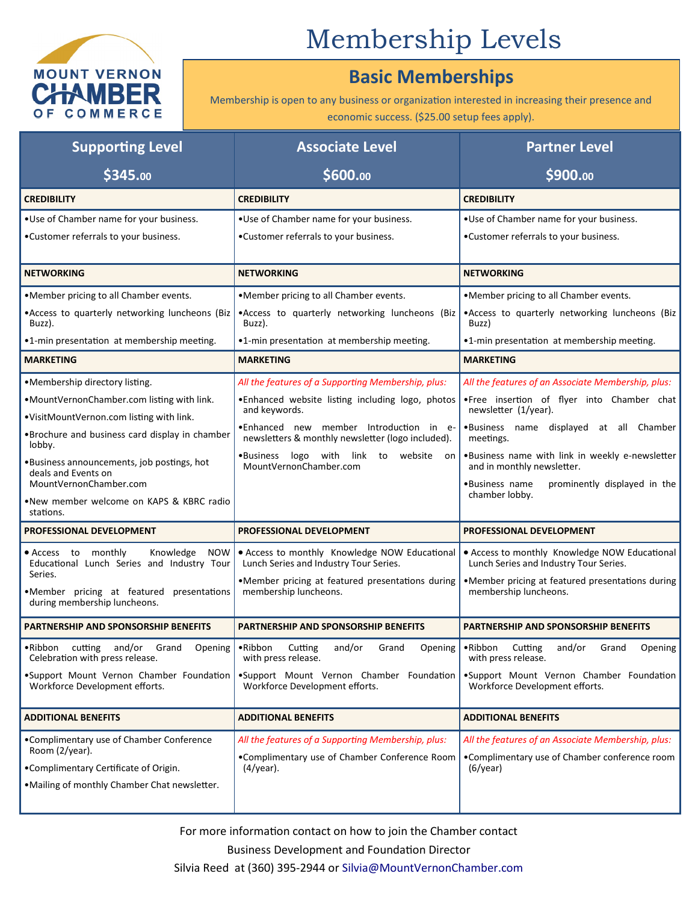MOUNT VERNON CHAMBER OF COMMERCE

# Membership Levels

## Basic Memberships

Membership is open to any business or organization interested in increasing their presence and economic success. ($25.00 setup fees apply).

| Supporting Level $345.00 | Associate Level $600.00 | Partner Level $900.00 |
|---|---|---|
| **CREDIBILITY** | **CREDIBILITY** | **CREDIBILITY** |
| •Use of Chamber name for your business.<br>•Customer referrals to your business. | •Use of Chamber name for your business.<br>•Customer referrals to your business. | •Use of Chamber name for your business.<br>•Customer referrals to your business. |
| **NETWORKING** | **NETWORKING** | **NETWORKING** |
| •Member pricing to all Chamber events.<br>•Access to quarterly networking luncheons (Biz Buzz).<br>•1-min presentation at membership meeting. | •Member pricing to all Chamber events.<br>•Access to quarterly networking luncheons (Biz Buzz).<br>•1-min presentation at membership meeting. | •Member pricing to all Chamber events.<br>•Access to quarterly networking luncheons (Biz Buzz)<br>•1-min presentation at membership meeting. |
| **MARKETING** | **MARKETING** | **MARKETING** |
| •Membership directory listing.<br>•MountVernonChamber.com listing with link.<br>•VisitMountVernon.com listing with link.<br>•Brochure and business card display in chamber lobby.<br>•Business announcements, job postings, hot deals and Events on MountVernonChamber.com<br>•New member welcome on KAPS & KBRC radio stations. | *All the features of a Supporting Membership, plus:*<br>•Enhanced website listing including logo, photos and keywords.<br>•Enhanced new member Introduction in e-newsletters & monthly newsletter (logo included).<br>•Business logo with link to website on MountVernonChamber.com | *All the features of an Associate Membership, plus:*<br>•Free insertion of flyer into Chamber chat newsletter (1/year).<br>•Business name displayed at all Chamber meetings.<br>•Business name with link in weekly e-newsletter and in monthly newsletter.<br>•Business name prominently displayed in the chamber lobby. |
| **PROFESSIONAL DEVELOPMENT** | **PROFESSIONAL DEVELOPMENT** | **PROFESSIONAL DEVELOPMENT** |
| • Access to monthly Knowledge NOW Educational Lunch Series and Industry Tour Series.<br>•Member pricing at featured presentations during membership luncheons. | • Access to monthly Knowledge NOW Educational Lunch Series and Industry Tour Series.<br>•Member pricing at featured presentations during membership luncheons. | • Access to monthly Knowledge NOW Educational Lunch Series and Industry Tour Series.<br>•Member pricing at featured presentations during membership luncheons. |
| **PARTNERSHIP AND SPONSORSHIP BENEFITS** | **PARTNERSHIP AND SPONSORSHIP BENEFITS** | **PARTNERSHIP AND SPONSORSHIP BENEFITS** |
| •Ribbon cutting and/or Grand Opening Celebration with press release.<br>•Support Mount Vernon Chamber Foundation Workforce Development efforts. | •Ribbon Cutting and/or Grand Opening with press release.<br>•Support Mount Vernon Chamber Foundation Workforce Development efforts. | •Ribbon Cutting and/or Grand Opening with press release.<br>•Support Mount Vernon Chamber Foundation Workforce Development efforts. |
| **ADDITIONAL BENEFITS** | **ADDITIONAL BENEFITS** | **ADDITIONAL BENEFITS** |
| •Complimentary use of Chamber Conference Room (2/year).<br>•Complimentary Certificate of Origin.<br>•Mailing of monthly Chamber Chat newsletter. | *All the features of a Supporting Membership, plus:*<br>•Complimentary use of Chamber Conference Room (4/year). | *All the features of an Associate Membership, plus:*<br>•Complimentary use of Chamber conference room (6/year) |

For more information contact on how to join the Chamber contact
Business Development and Foundation Director
Silvia Reed at (360) 395-2944 or Silvia@MountVernonChamber.com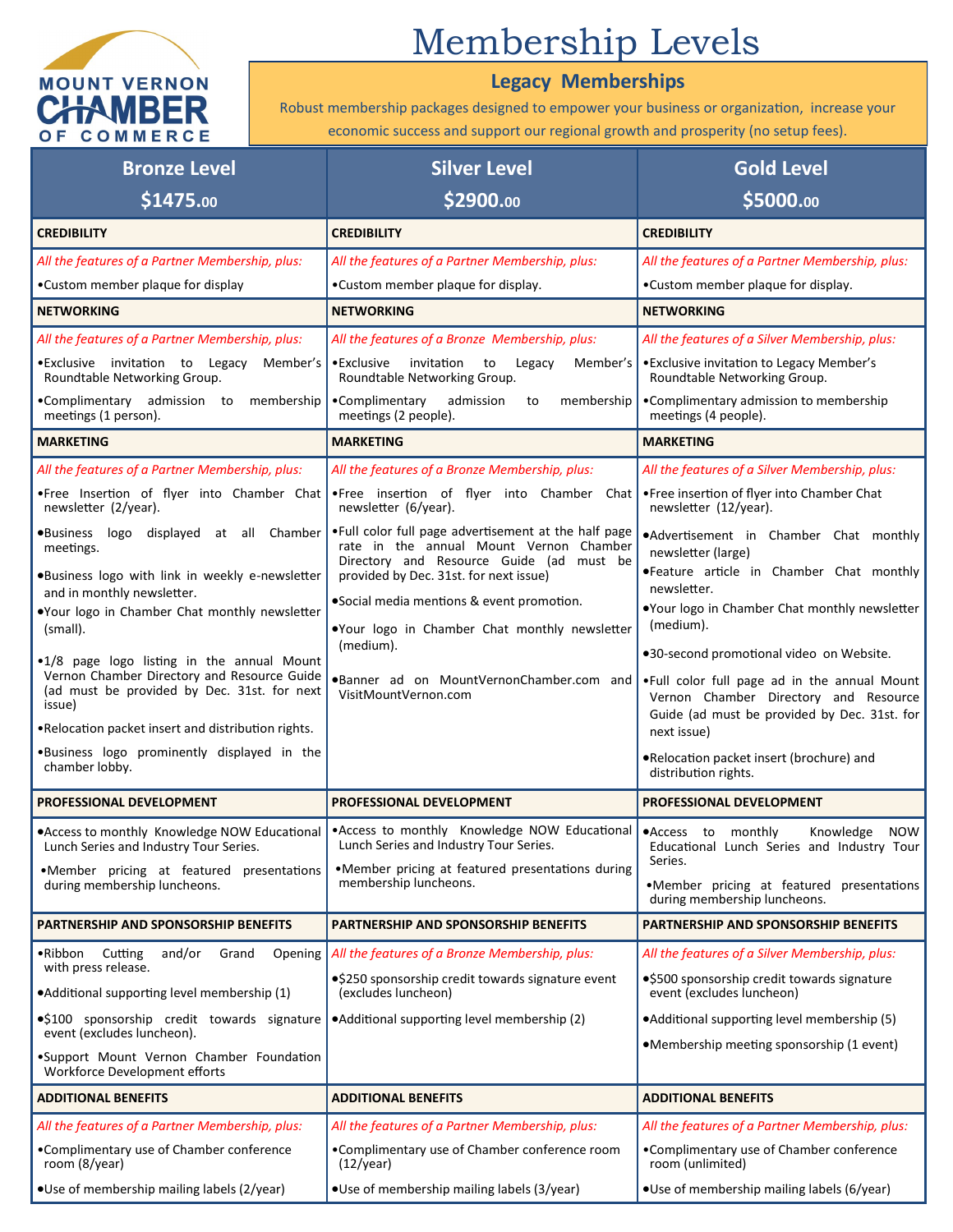MOUNT VERNON CHAMBER OF COMMERCE

# Membership Levels

## Legacy Memberships

Robust membership packages designed to empower your business or organization, increase your economic success and support our regional growth and prosperity (no setup fees).

| Bronze Level $1475.00 | Silver Level $2900.00 | Gold Level $5000.00 |
|---|---|---|
| **CREDIBILITY** | **CREDIBILITY** | **CREDIBILITY** |
| *All the features of a Partner Membership, plus:* | *All the features of a Partner Membership, plus:* | *All the features of a Partner Membership, plus:* |
| •Custom member plaque for display | •Custom member plaque for display. | •Custom member plaque for display. |
| **NETWORKING** | **NETWORKING** | **NETWORKING** |
| *All the features of a Partner Membership, plus:* | *All the features of a Bronze Membership, plus:* | *All the features of a Silver Membership, plus:* |
| •Exclusive invitation to Legacy Member's Roundtable Networking Group.<br>•Complimentary admission to membership meetings (1 person). | •Exclusive invitation to Legacy Member's Roundtable Networking Group.<br>•Complimentary admission to membership meetings (2 people). | •Exclusive invitation to Legacy Member's Roundtable Networking Group.<br>•Complimentary admission to membership meetings (4 people). |
| **MARKETING** | **MARKETING** | **MARKETING** |
| *All the features of a Partner Membership, plus:* | *All the features of a Bronze Membership, plus:* | *All the features of a Silver Membership, plus:* |
| •Free Insertion of flyer into Chamber Chat newsletter (2/year).<br>•Business logo displayed at all Chamber meetings.<br>•Business logo with link in weekly e-newsletter and in monthly newsletter.<br>•Your logo in Chamber Chat monthly newsletter (small).<br>•1/8 page logo listing in the annual Mount Vernon Chamber Directory and Resource Guide (ad must be provided by Dec. 31st. for next issue)<br>•Relocation packet insert and distribution rights.<br>•Business logo prominently displayed in the chamber lobby. | •Free insertion of flyer into Chamber Chat newsletter (6/year).<br>•Full color full page advertisement at the half page rate in the annual Mount Vernon Chamber Directory and Resource Guide (ad must be provided by Dec. 31st. for next issue)<br>•Social media mentions & event promotion.<br>•Your logo in Chamber Chat monthly newsletter (medium).<br>•Banner ad on MountVernonChamber.com and VisitMountVernon.com | •Free insertion of flyer into Chamber Chat newsletter (12/year).<br>•Advertisement in Chamber Chat monthly newsletter (large)<br>•Feature article in Chamber Chat monthly newsletter.<br>•Your logo in Chamber Chat monthly newsletter (medium).<br>•30-second promotional video on Website.<br>•Full color full page ad in the annual Mount Vernon Chamber Directory and Resource Guide (ad must be provided by Dec. 31st. for next issue)<br>•Relocation packet insert (brochure) and distribution rights. |
| **PROFESSIONAL DEVELOPMENT** | **PROFESSIONAL DEVELOPMENT** | **PROFESSIONAL DEVELOPMENT** |
| •Access to monthly Knowledge NOW Educational Lunch Series and Industry Tour Series.<br>•Member pricing at featured presentations during membership luncheons. | •Access to monthly Knowledge NOW Educational Lunch Series and Industry Tour Series.<br>•Member pricing at featured presentations during membership luncheons. | •Access to monthly Knowledge NOW Educational Lunch Series and Industry Tour Series.<br>•Member pricing at featured presentations during membership luncheons. |
| **PARTNERSHIP AND SPONSORSHIP BENEFITS** | **PARTNERSHIP AND SPONSORSHIP BENEFITS** | **PARTNERSHIP AND SPONSORSHIP BENEFITS** |
| •Ribbon Cutting and/or Grand Opening with press release.<br>•Additional supporting level membership (1)<br>•$100 sponsorship credit towards signature event (excludes luncheon).<br>•Support Mount Vernon Chamber Foundation Workforce Development efforts | *All the features of a Bronze Membership, plus:*<br>•$250 sponsorship credit towards signature event (excludes luncheon)<br>•Additional supporting level membership (2) | *All the features of a Silver Membership, plus:*<br>•$500 sponsorship credit towards signature event (excludes luncheon)<br>•Additional supporting level membership (5)<br>•Membership meeting sponsorship (1 event) |
| **ADDITIONAL BENEFITS** | **ADDITIONAL BENEFITS** | **ADDITIONAL BENEFITS** |
| *All the features of a Partner Membership, plus:* | *All the features of a Partner Membership, plus:* | *All the features of a Partner Membership, plus:* |
| •Complimentary use of Chamber conference room (8/year)<br>•Use of membership mailing labels (2/year) | •Complimentary use of Chamber conference room (12/year)<br>•Use of membership mailing labels (3/year) | •Complimentary use of Chamber conference room (unlimited)<br>•Use of membership mailing labels (6/year) |